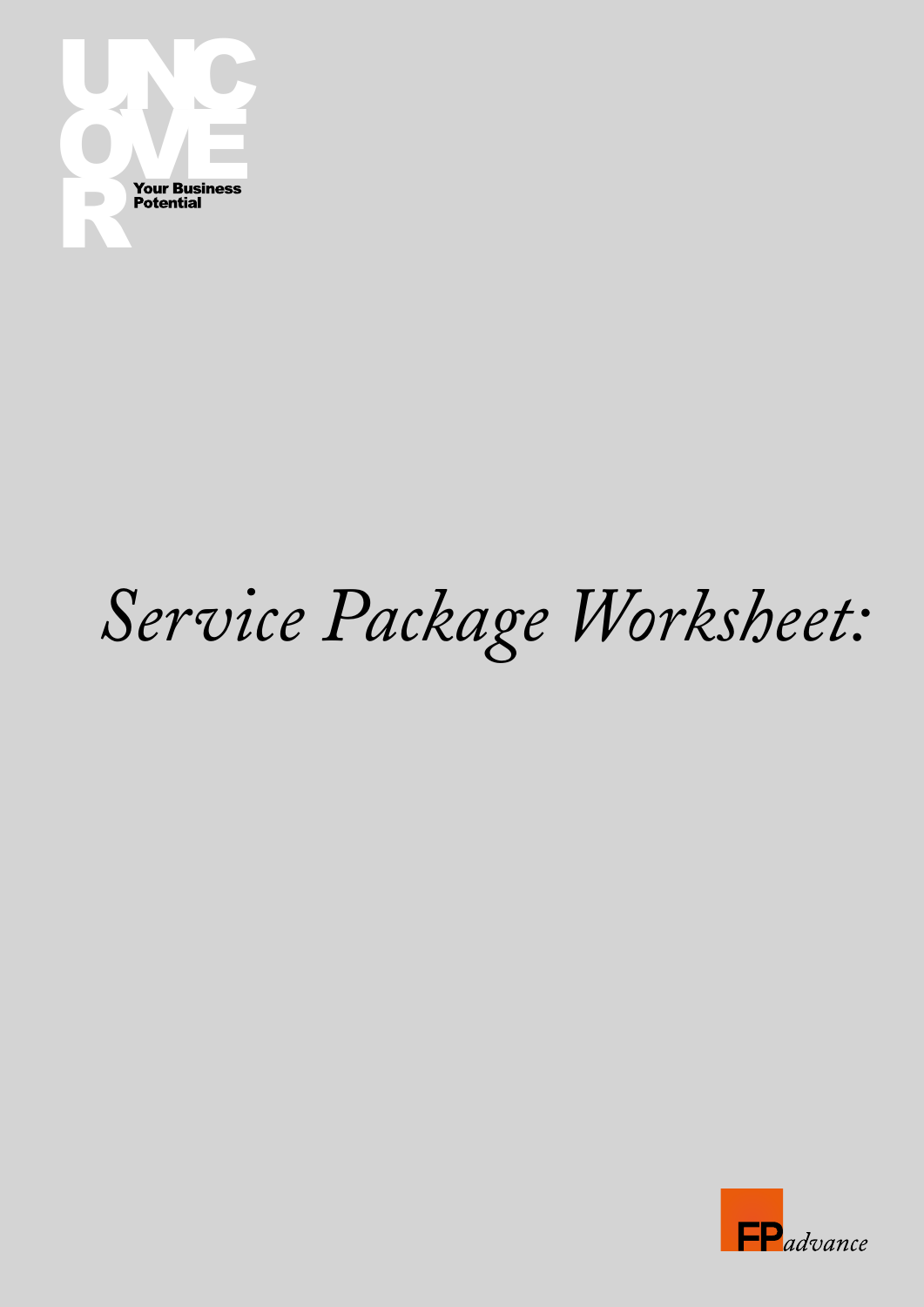UNCOVER

Your Business Potential

# *Service Package Worksheet:*

FP*advance*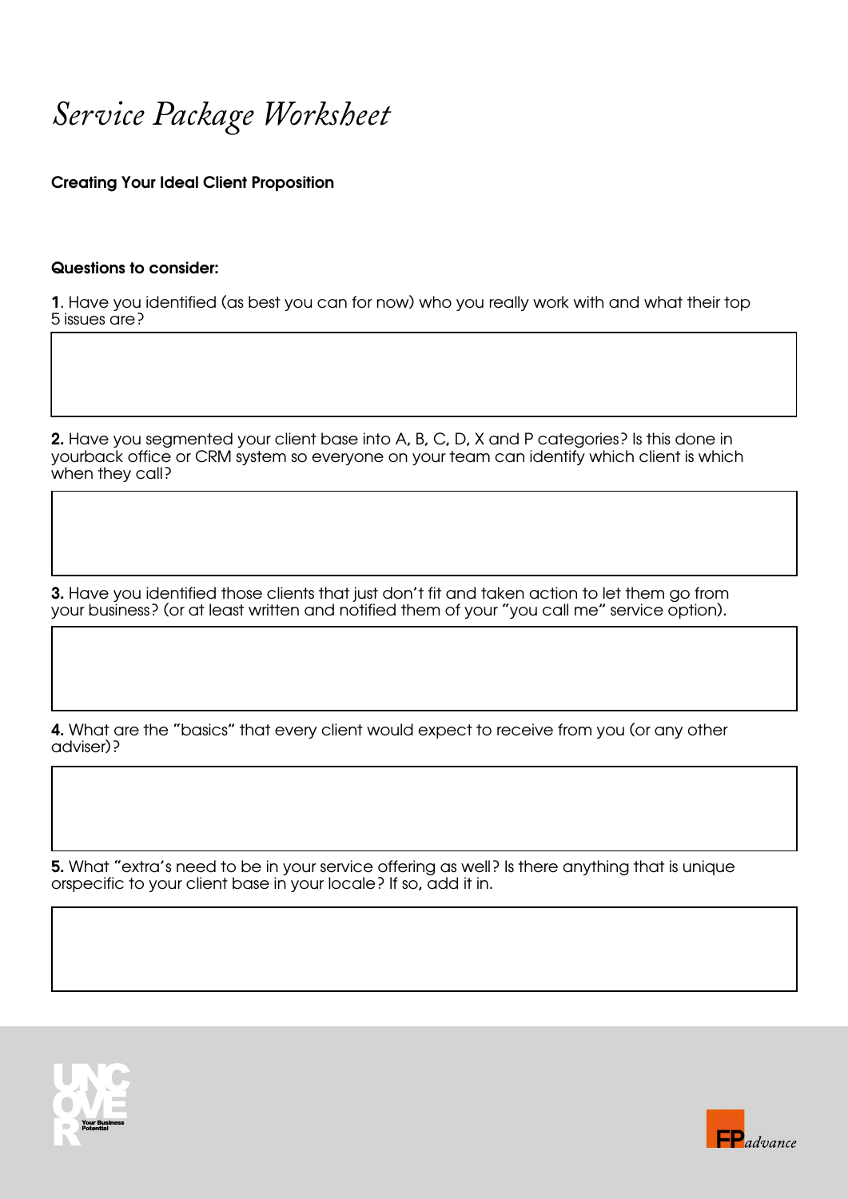# *Service Package Worksheet*

**Creating Your Ideal Client Proposition**

**Questions to consider:**

**1**. Have you identified (as best you can for now) who you really work with and what their top 5 issues are?

**2.** Have you segmented your client base into A, B, C, D, X and P categories? Is this done in yourback office or CRM system so everyone on your team can identify which client is which when they call?

**3.** Have you identified those clients that just don't fit and taken action to let them go from your business? (or at least written and notified them of your "you call me" service option).

**4.** What are the "basics" that every client would expect to receive from you (or any other adviser)?

**5.** What "extra's need to be in your service offering as well? Is there anything that is unique orspecific to your client base in your locale? If so, add it in.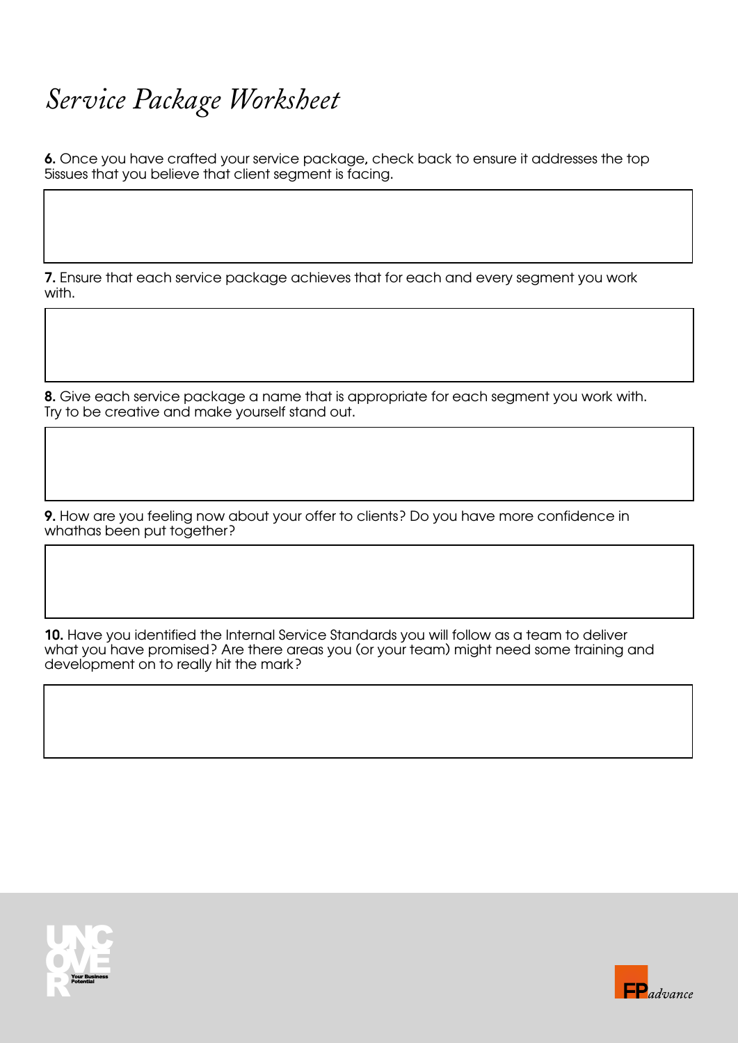# *Service Package Worksheet*

**6.** Once you have crafted your service package, check back to ensure it addresses the top 5issues that you believe that client segment is facing.

**7.** Ensure that each service package achieves that for each and every segment you work with.

**8.** Give each service package a name that is appropriate for each segment you work with. Try to be creative and make yourself stand out.

**9.** How are you feeling now about your offer to clients? Do you have more confidence in whathas been put together?

**10.** Have you identified the Internal Service Standards you will follow as a team to deliver what you have promised? Are there areas you (or your team) might need some training and development on to really hit the mark?